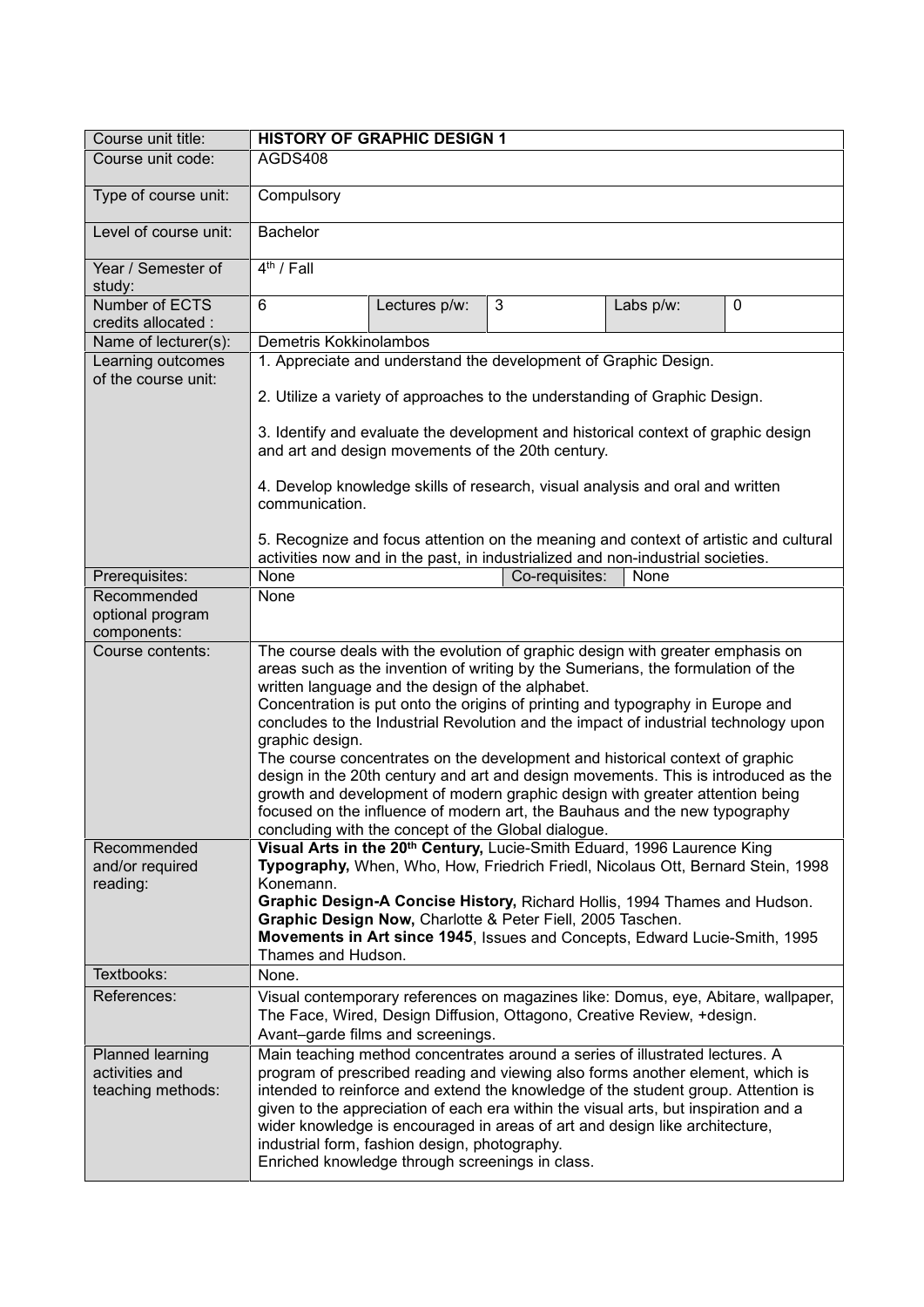| Course unit title: | **HISTORY OF GRAPHIC DESIGN 1** | | | | |
|---|---|---|---|---|---|
| Course unit code: | AGDS408 | | | | |
| Type of course unit: | Compulsory | | | | |
| Level of course unit: | Bachelor | | | | |
| Year / Semester of study: | 4th / Fall | | | | |
| Number of ECTS credits allocated : | 6 | Lectures p/w: | 3 | Labs p/w: | 0 |
| Name of lecturer(s): | Demetris Kokkinolambos | | | | |
| Learning outcomes of the course unit: | 1. Appreciate and understand the development of Graphic Design.<br><br>2. Utilize a variety of approaches to the understanding of Graphic Design.<br><br>3. Identify and evaluate the development and historical context of graphic design and art and design movements of the 20th century.<br><br>4. Develop knowledge skills of research, visual analysis and oral and written communication.<br><br>5. Recognize and focus attention on the meaning and context of artistic and cultural activities now and in the past, in industrialized and non-industrial societies. | | | | |
| Prerequisites: | None | | Co-requisites: | None | |
| Recommended optional program components: | None | | | | |
| Course contents: | The course deals with the evolution of graphic design with greater emphasis on areas such as the invention of writing by the Sumerians, the formulation of the written language and the design of the alphabet.<br>Concentration is put onto the origins of printing and typography in Europe and concludes to the Industrial Revolution and the impact of industrial technology upon graphic design.<br>The course concentrates on the development and historical context of graphic design in the 20th century and art and design movements. This is introduced as the growth and development of modern graphic design with greater attention being focused on the influence of modern art, the Bauhaus and the new typography concluding with the concept of the Global dialogue. | | | | |
| Recommended and/or required reading: | **Visual Arts in the 20th Century,** Lucie-Smith Eduard, 1996 Laurence King<br>**Typography,** When, Who, How, Friedrich Friedl, Nicolaus Ott, Bernard Stein, 1998 Konemann.<br>**Graphic Design-A Concise History,** Richard Hollis, 1994 Thames and Hudson.<br>**Graphic Design Now,** Charlotte & Peter Fiell, 2005 Taschen.<br>**Movements in Art since 1945**, Issues and Concepts, Edward Lucie-Smith, 1995 Thames and Hudson. | | | | |
| Textbooks: | None. | | | | |
| References: | Visual contemporary references on magazines like: Domus, eye, Abitare, wallpaper, The Face, Wired, Design Diffusion, Ottagono, Creative Review, +design.<br>Avant–garde films and screenings. | | | | |
| Planned learning activities and teaching methods: | Main teaching method concentrates around a series of illustrated lectures. A program of prescribed reading and viewing also forms another element, which is intended to reinforce and extend the knowledge of the student group. Attention is given to the appreciation of each era within the visual arts, but inspiration and a wider knowledge is encouraged in areas of art and design like architecture, industrial form, fashion design, photography.<br>Enriched knowledge through screenings in class. | | | | |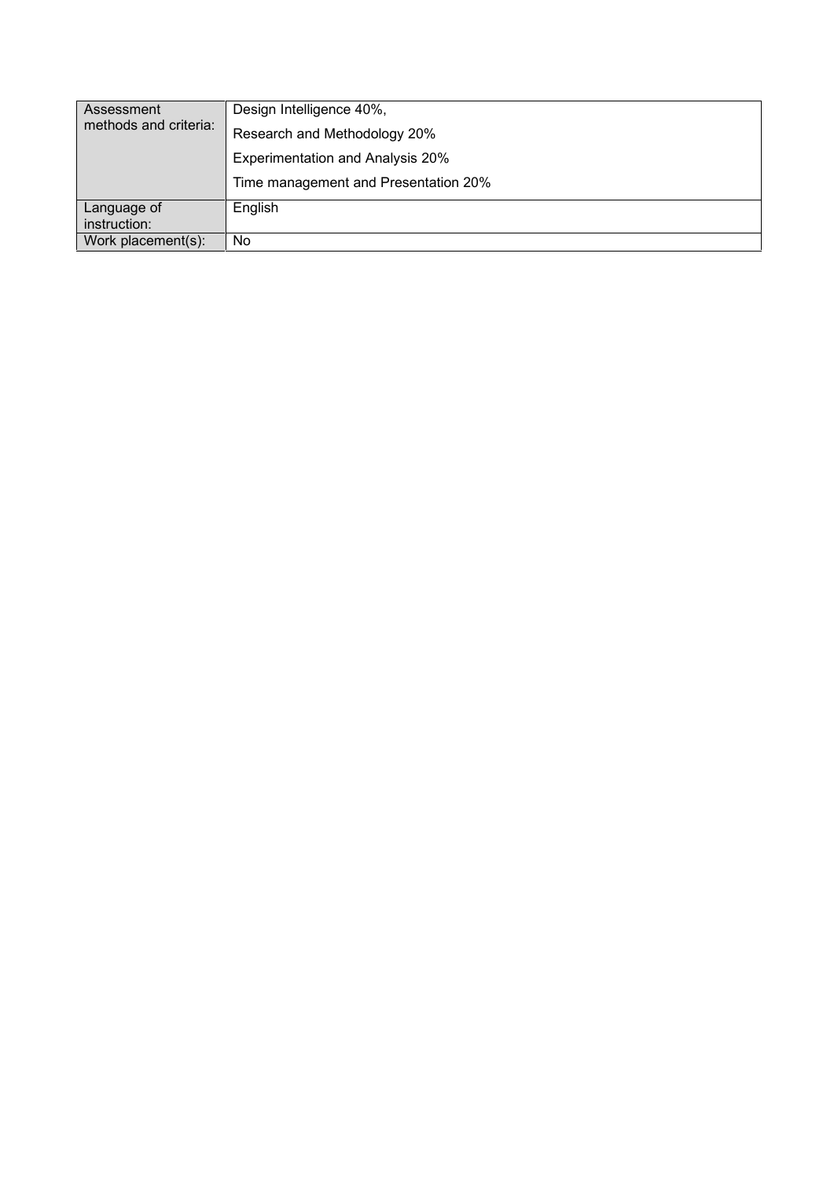| | |
|---|---|
| Assessment methods and criteria: | Design Intelligence 40%,<br>Research and Methodology 20%<br>Experimentation and Analysis 20%<br>Time management and Presentation 20% |
| Language of instruction: | English |
| Work placement(s): | No |